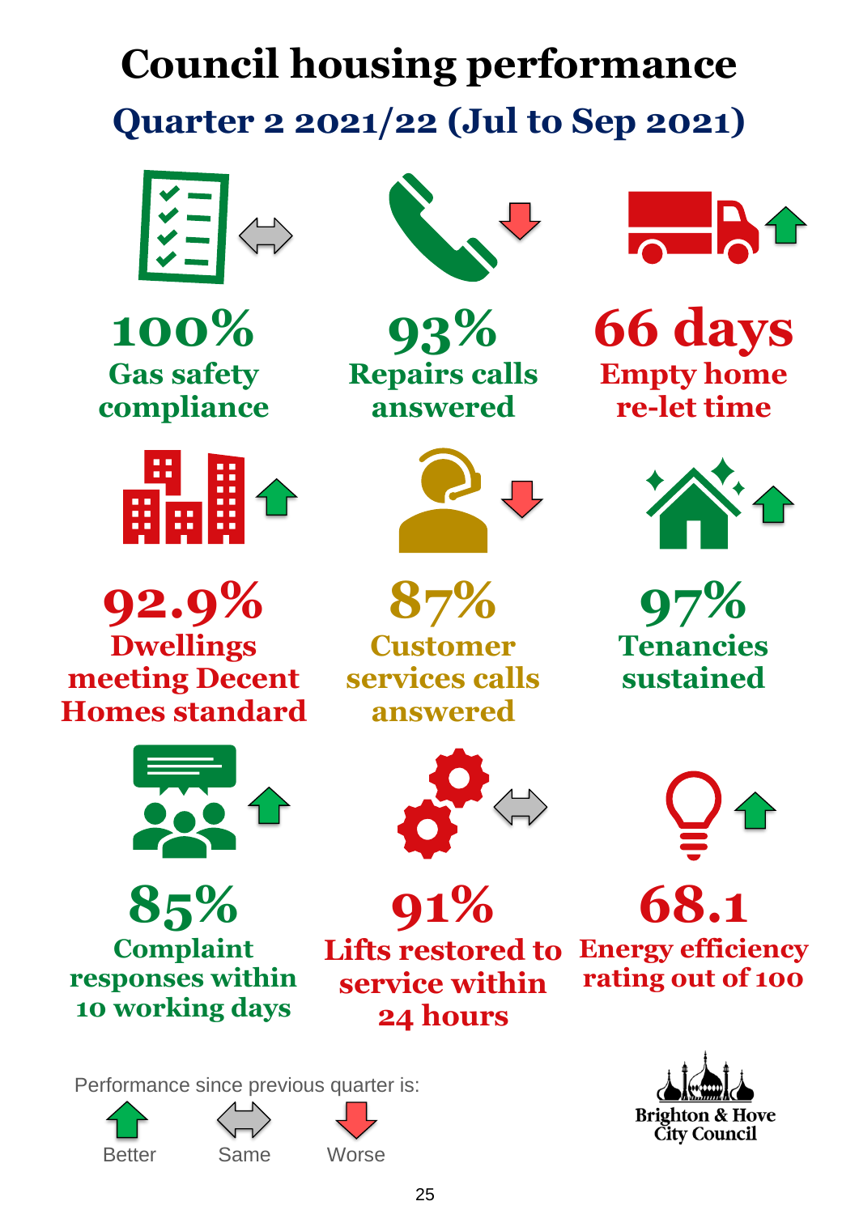# Council housing performance

## Quarter 2 2021/22 (Jul to Sep 2021)

**100%**
Gas safety compliance

**93%**
Repairs calls answered

**66 days**
Empty home re-let time

**92.9%**
Dwellings meeting Decent Homes standard

**87%**
Customer services calls answered

**97%**
Tenancies sustained

**85%**
Complaint responses within 10 working days

**91%**
Lifts restored to service within 24 hours

**68.1**
Energy efficiency rating out of 100

Performance since previous quarter is:

Better Same Worse

Brighton & Hove City Council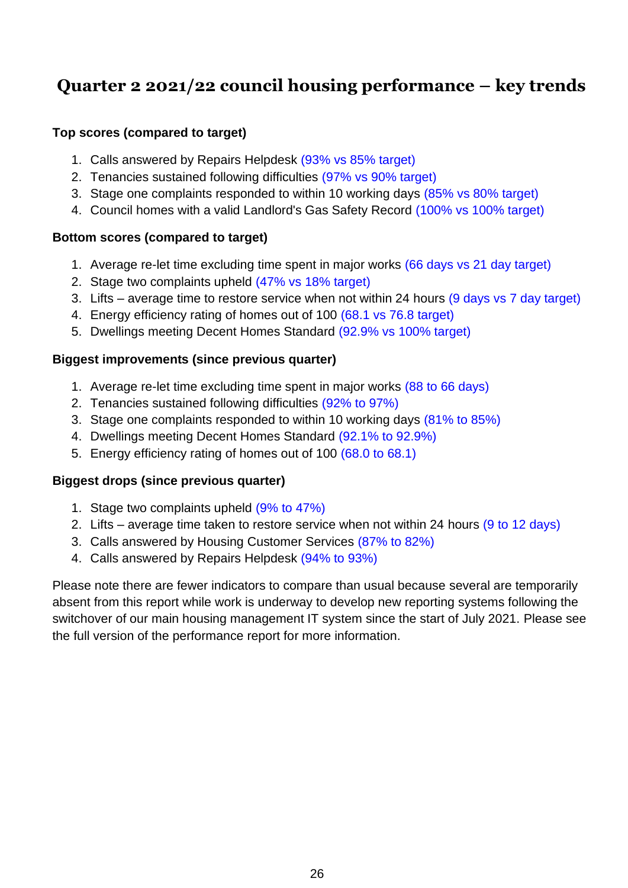# Quarter 2 2021/22 council housing performance – key trends

**Top scores (compared to target)**

1. Calls answered by Repairs Helpdesk (93% vs 85% target)
2. Tenancies sustained following difficulties (97% vs 90% target)
3. Stage one complaints responded to within 10 working days (85% vs 80% target)
4. Council homes with a valid Landlord's Gas Safety Record (100% vs 100% target)

**Bottom scores (compared to target)**

1. Average re-let time excluding time spent in major works (66 days vs 21 day target)
2. Stage two complaints upheld (47% vs 18% target)
3. Lifts – average time to restore service when not within 24 hours (9 days vs 7 day target)
4. Energy efficiency rating of homes out of 100 (68.1 vs 76.8 target)
5. Dwellings meeting Decent Homes Standard (92.9% vs 100% target)

**Biggest improvements (since previous quarter)**

1. Average re-let time excluding time spent in major works (88 to 66 days)
2. Tenancies sustained following difficulties (92% to 97%)
3. Stage one complaints responded to within 10 working days (81% to 85%)
4. Dwellings meeting Decent Homes Standard (92.1% to 92.9%)
5. Energy efficiency rating of homes out of 100 (68.0 to 68.1)

**Biggest drops (since previous quarter)**

1. Stage two complaints upheld (9% to 47%)
2. Lifts – average time taken to restore service when not within 24 hours (9 to 12 days)
3. Calls answered by Housing Customer Services (87% to 82%)
4. Calls answered by Repairs Helpdesk (94% to 93%)

Please note there are fewer indicators to compare than usual because several are temporarily absent from this report while work is underway to develop new reporting systems following the switchover of our main housing management IT system since the start of July 2021. Please see the full version of the performance report for more information.